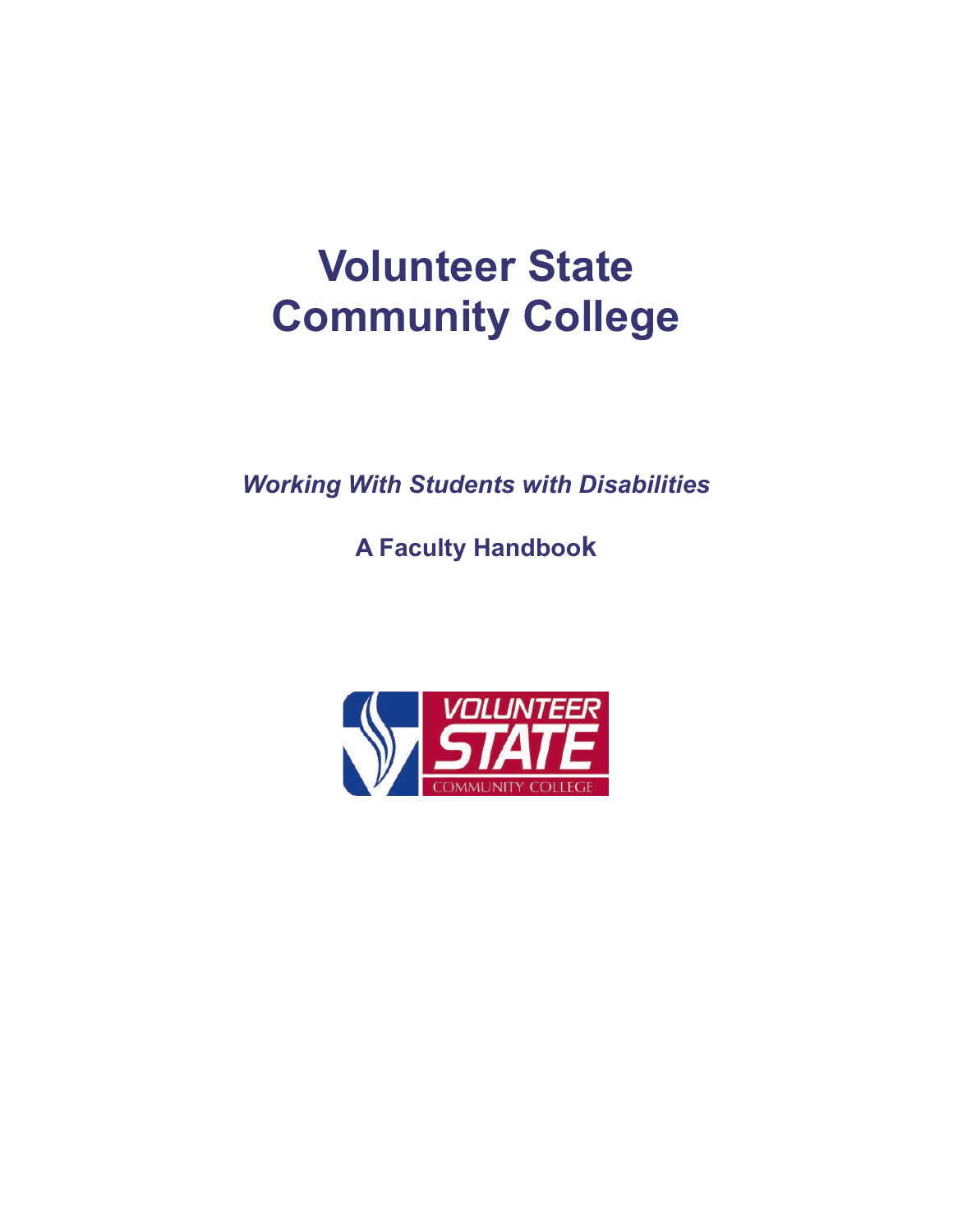# Volunteer State Community College

***Working With Students with Disabilities***

**A Faculty Handbook**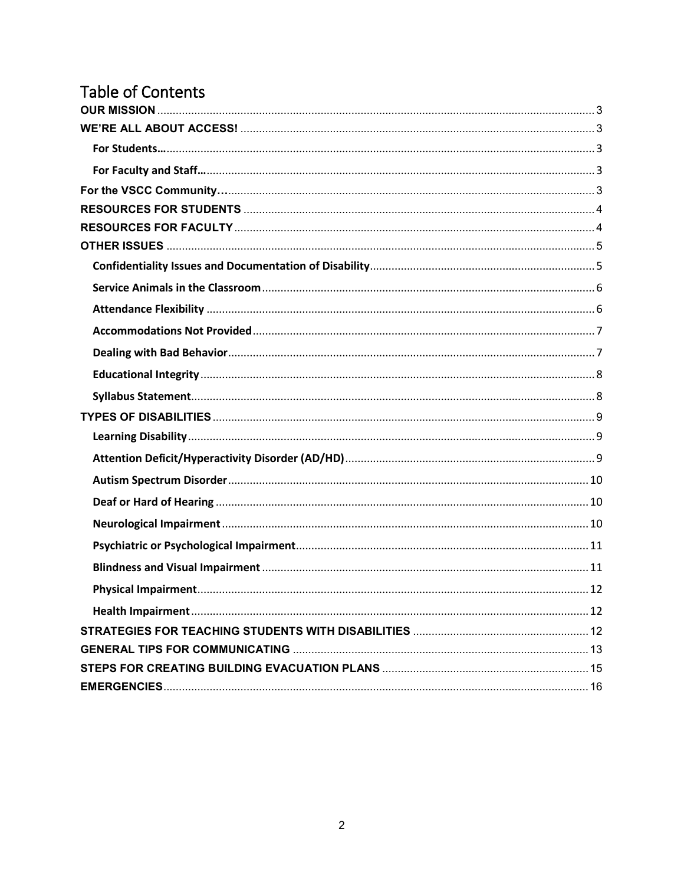# Table of Contents

OUR MISSION ..... 3

WE'RE ALL ABOUT ACCESS! ..... 3

- For Students… ..... 3
- For Faculty and Staff… ..... 3

For the VSCC Community… ..... 3

RESOURCES FOR STUDENTS ..... 4

RESOURCES FOR FACULTY ..... 4

OTHER ISSUES ..... 5

- Confidentiality Issues and Documentation of Disability ..... 5
- Service Animals in the Classroom ..... 6
- Attendance Flexibility ..... 6
- Accommodations Not Provided ..... 7
- Dealing with Bad Behavior ..... 7
- Educational Integrity ..... 8
- Syllabus Statement ..... 8

TYPES OF DISABILITIES ..... 9

- Learning Disability ..... 9
- Attention Deficit/Hyperactivity Disorder (AD/HD) ..... 9
- Autism Spectrum Disorder ..... 10
- Deaf or Hard of Hearing ..... 10
- Neurological Impairment ..... 10
- Psychiatric or Psychological Impairment ..... 11
- Blindness and Visual Impairment ..... 11
- Physical Impairment ..... 12
- Health Impairment ..... 12

STRATEGIES FOR TEACHING STUDENTS WITH DISABILITIES ..... 12

GENERAL TIPS FOR COMMUNICATING ..... 13

STEPS FOR CREATING BUILDING EVACUATION PLANS ..... 15

EMERGENCIES ..... 16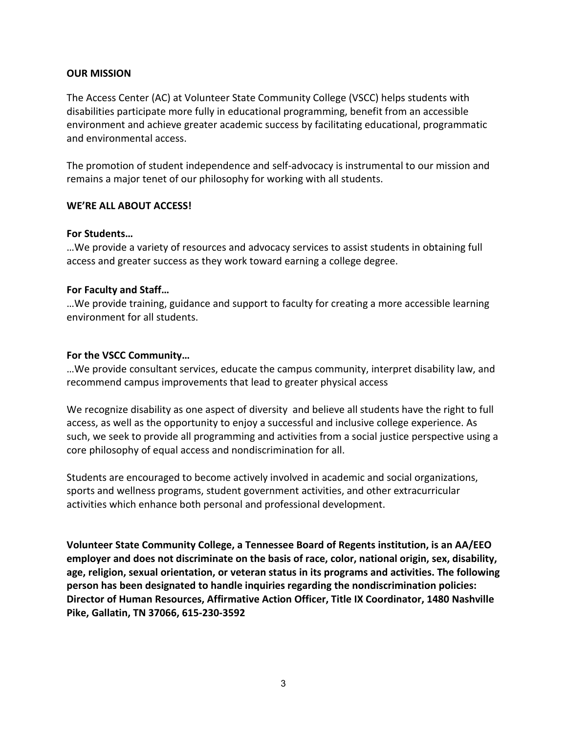## OUR MISSION

The Access Center (AC) at Volunteer State Community College (VSCC) helps students with disabilities participate more fully in educational programming, benefit from an accessible environment and achieve greater academic success by facilitating educational, programmatic and environmental access.

The promotion of student independence and self-advocacy is instrumental to our mission and remains a major tenet of our philosophy for working with all students.

## WE'RE ALL ABOUT ACCESS!

**For Students…**
…We provide a variety of resources and advocacy services to assist students in obtaining full access and greater success as they work toward earning a college degree.

**For Faculty and Staff…**
…We provide training, guidance and support to faculty for creating a more accessible learning environment for all students.

**For the VSCC Community…**
…We provide consultant services, educate the campus community, interpret disability law, and recommend campus improvements that lead to greater physical access

We recognize disability as one aspect of diversity and believe all students have the right to full access, as well as the opportunity to enjoy a successful and inclusive college experience. As such, we seek to provide all programming and activities from a social justice perspective using a core philosophy of equal access and nondiscrimination for all.

Students are encouraged to become actively involved in academic and social organizations, sports and wellness programs, student government activities, and other extracurricular activities which enhance both personal and professional development.

**Volunteer State Community College, a Tennessee Board of Regents institution, is an AA/EEO employer and does not discriminate on the basis of race, color, national origin, sex, disability, age, religion, sexual orientation, or veteran status in its programs and activities. The following person has been designated to handle inquiries regarding the nondiscrimination policies: Director of Human Resources, Affirmative Action Officer, Title IX Coordinator, 1480 Nashville Pike, Gallatin, TN 37066, 615-230-3592**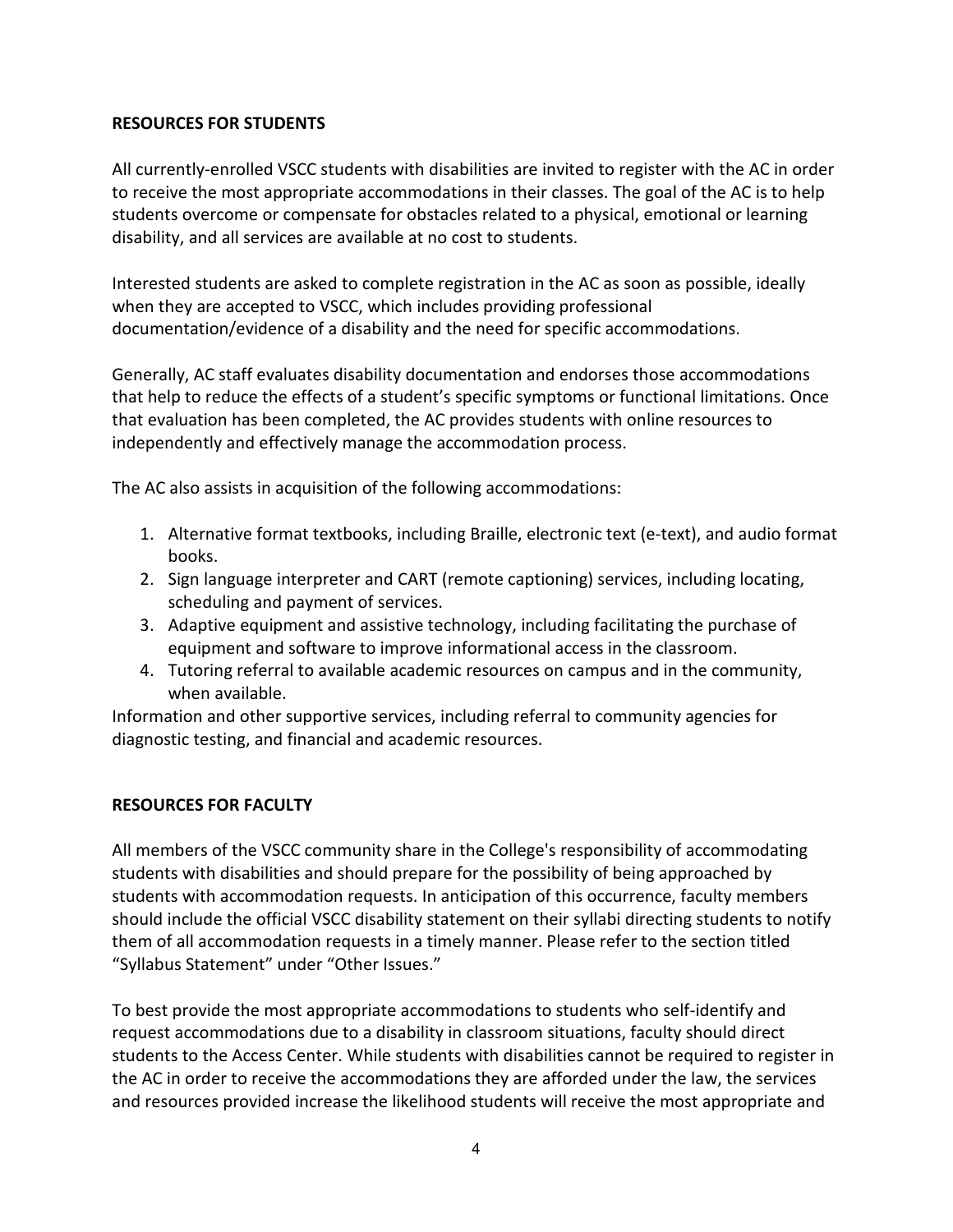## RESOURCES FOR STUDENTS

All currently-enrolled VSCC students with disabilities are invited to register with the AC in order to receive the most appropriate accommodations in their classes. The goal of the AC is to help students overcome or compensate for obstacles related to a physical, emotional or learning disability, and all services are available at no cost to students.

Interested students are asked to complete registration in the AC as soon as possible, ideally when they are accepted to VSCC, which includes providing professional documentation/evidence of a disability and the need for specific accommodations.

Generally, AC staff evaluates disability documentation and endorses those accommodations that help to reduce the effects of a student's specific symptoms or functional limitations. Once that evaluation has been completed, the AC provides students with online resources to independently and effectively manage the accommodation process.

The AC also assists in acquisition of the following accommodations:

1. Alternative format textbooks, including Braille, electronic text (e-text), and audio format books.
2. Sign language interpreter and CART (remote captioning) services, including locating, scheduling and payment of services.
3. Adaptive equipment and assistive technology, including facilitating the purchase of equipment and software to improve informational access in the classroom.
4. Tutoring referral to available academic resources on campus and in the community, when available.

Information and other supportive services, including referral to community agencies for diagnostic testing, and financial and academic resources.

## RESOURCES FOR FACULTY

All members of the VSCC community share in the College's responsibility of accommodating students with disabilities and should prepare for the possibility of being approached by students with accommodation requests. In anticipation of this occurrence, faculty members should include the official VSCC disability statement on their syllabi directing students to notify them of all accommodation requests in a timely manner. Please refer to the section titled "Syllabus Statement" under "Other Issues."

To best provide the most appropriate accommodations to students who self-identify and request accommodations due to a disability in classroom situations, faculty should direct students to the Access Center. While students with disabilities cannot be required to register in the AC in order to receive the accommodations they are afforded under the law, the services and resources provided increase the likelihood students will receive the most appropriate and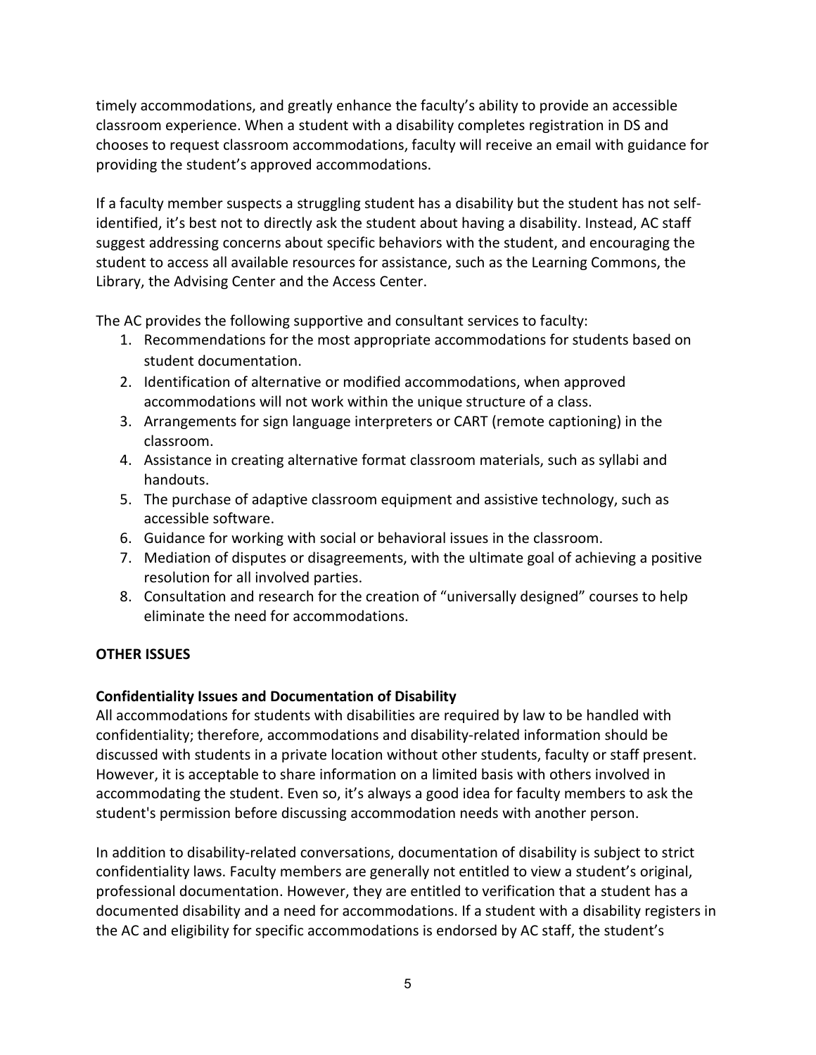timely accommodations, and greatly enhance the faculty's ability to provide an accessible classroom experience. When a student with a disability completes registration in DS and chooses to request classroom accommodations, faculty will receive an email with guidance for providing the student's approved accommodations.

If a faculty member suspects a struggling student has a disability but the student has not self-identified, it's best not to directly ask the student about having a disability. Instead, AC staff suggest addressing concerns about specific behaviors with the student, and encouraging the student to access all available resources for assistance, such as the Learning Commons, the Library, the Advising Center and the Access Center.

The AC provides the following supportive and consultant services to faculty:

1. Recommendations for the most appropriate accommodations for students based on student documentation.
2. Identification of alternative or modified accommodations, when approved accommodations will not work within the unique structure of a class.
3. Arrangements for sign language interpreters or CART (remote captioning) in the classroom.
4. Assistance in creating alternative format classroom materials, such as syllabi and handouts.
5. The purchase of adaptive classroom equipment and assistive technology, such as accessible software.
6. Guidance for working with social or behavioral issues in the classroom.
7. Mediation of disputes or disagreements, with the ultimate goal of achieving a positive resolution for all involved parties.
8. Consultation and research for the creation of "universally designed" courses to help eliminate the need for accommodations.

## OTHER ISSUES

### Confidentiality Issues and Documentation of Disability

All accommodations for students with disabilities are required by law to be handled with confidentiality; therefore, accommodations and disability-related information should be discussed with students in a private location without other students, faculty or staff present. However, it is acceptable to share information on a limited basis with others involved in accommodating the student. Even so, it's always a good idea for faculty members to ask the student's permission before discussing accommodation needs with another person.

In addition to disability-related conversations, documentation of disability is subject to strict confidentiality laws. Faculty members are generally not entitled to view a student's original, professional documentation. However, they are entitled to verification that a student has a documented disability and a need for accommodations. If a student with a disability registers in the AC and eligibility for specific accommodations is endorsed by AC staff, the student's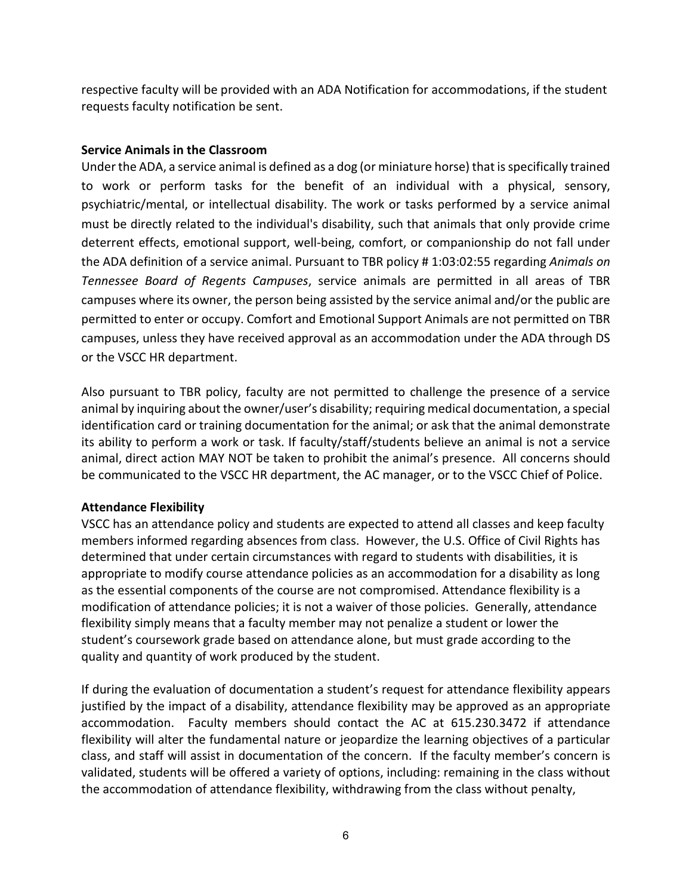respective faculty will be provided with an ADA Notification for accommodations, if the student requests faculty notification be sent.

**Service Animals in the Classroom**

Under the ADA, a service animal is defined as a dog (or miniature horse) that is specifically trained to work or perform tasks for the benefit of an individual with a physical, sensory, psychiatric/mental, or intellectual disability. The work or tasks performed by a service animal must be directly related to the individual's disability, such that animals that only provide crime deterrent effects, emotional support, well-being, comfort, or companionship do not fall under the ADA definition of a service animal. Pursuant to TBR policy # 1:03:02:55 regarding *Animals on Tennessee Board of Regents Campuses*, service animals are permitted in all areas of TBR campuses where its owner, the person being assisted by the service animal and/or the public are permitted to enter or occupy. Comfort and Emotional Support Animals are not permitted on TBR campuses, unless they have received approval as an accommodation under the ADA through DS or the VSCC HR department.

Also pursuant to TBR policy, faculty are not permitted to challenge the presence of a service animal by inquiring about the owner/user's disability; requiring medical documentation, a special identification card or training documentation for the animal; or ask that the animal demonstrate its ability to perform a work or task. If faculty/staff/students believe an animal is not a service animal, direct action MAY NOT be taken to prohibit the animal's presence. All concerns should be communicated to the VSCC HR department, the AC manager, or to the VSCC Chief of Police.

**Attendance Flexibility**

VSCC has an attendance policy and students are expected to attend all classes and keep faculty members informed regarding absences from class. However, the U.S. Office of Civil Rights has determined that under certain circumstances with regard to students with disabilities, it is appropriate to modify course attendance policies as an accommodation for a disability as long as the essential components of the course are not compromised. Attendance flexibility is a modification of attendance policies; it is not a waiver of those policies. Generally, attendance flexibility simply means that a faculty member may not penalize a student or lower the student's coursework grade based on attendance alone, but must grade according to the quality and quantity of work produced by the student.

If during the evaluation of documentation a student's request for attendance flexibility appears justified by the impact of a disability, attendance flexibility may be approved as an appropriate accommodation. Faculty members should contact the AC at 615.230.3472 if attendance flexibility will alter the fundamental nature or jeopardize the learning objectives of a particular class, and staff will assist in documentation of the concern. If the faculty member's concern is validated, students will be offered a variety of options, including: remaining in the class without the accommodation of attendance flexibility, withdrawing from the class without penalty,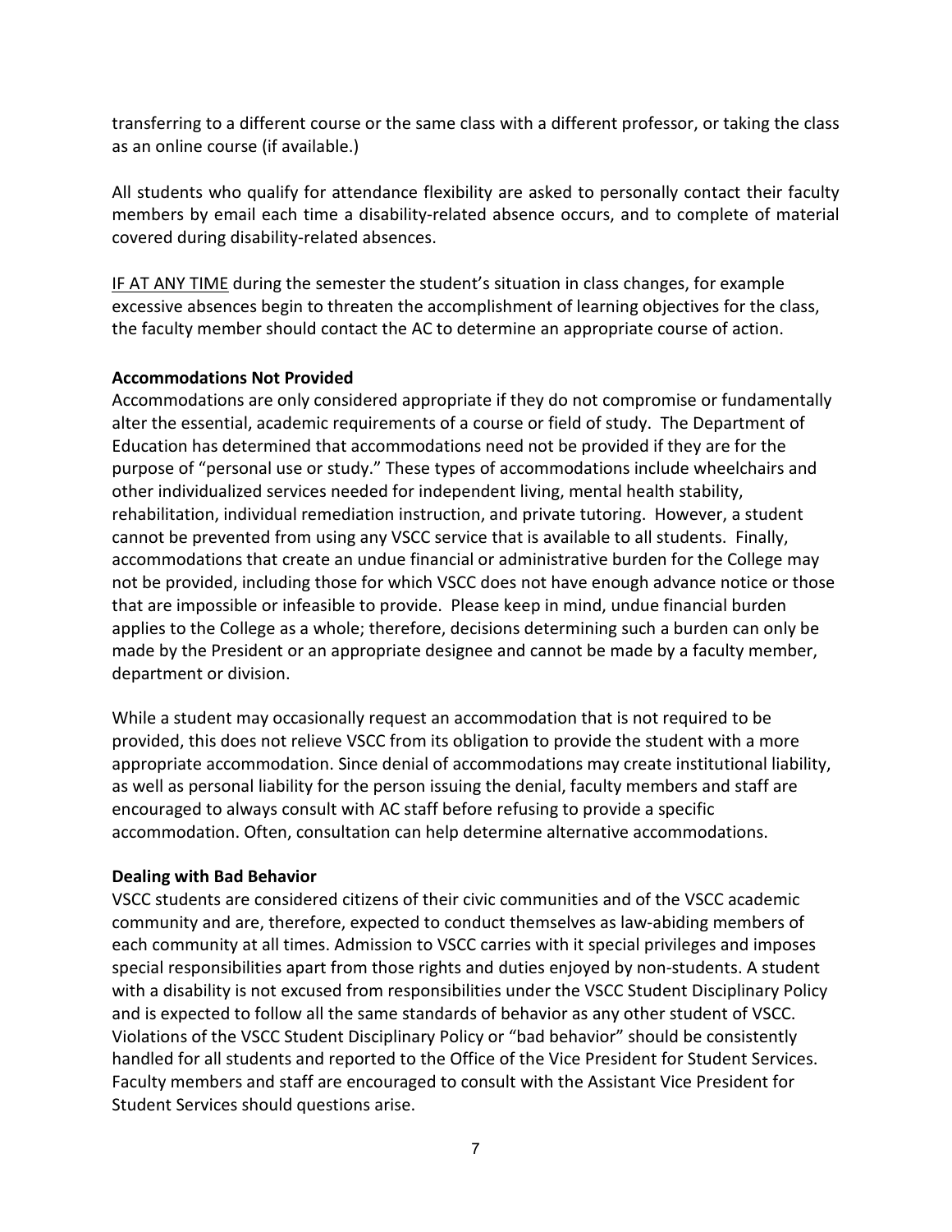transferring to a different course or the same class with a different professor, or taking the class as an online course (if available.)

All students who qualify for attendance flexibility are asked to personally contact their faculty members by email each time a disability-related absence occurs, and to complete of material covered during disability-related absences.

<u>IF AT ANY TIME</u> during the semester the student's situation in class changes, for example excessive absences begin to threaten the accomplishment of learning objectives for the class, the faculty member should contact the AC to determine an appropriate course of action.

**Accommodations Not Provided**

Accommodations are only considered appropriate if they do not compromise or fundamentally alter the essential, academic requirements of a course or field of study. The Department of Education has determined that accommodations need not be provided if they are for the purpose of "personal use or study." These types of accommodations include wheelchairs and other individualized services needed for independent living, mental health stability, rehabilitation, individual remediation instruction, and private tutoring. However, a student cannot be prevented from using any VSCC service that is available to all students. Finally, accommodations that create an undue financial or administrative burden for the College may not be provided, including those for which VSCC does not have enough advance notice or those that are impossible or infeasible to provide. Please keep in mind, undue financial burden applies to the College as a whole; therefore, decisions determining such a burden can only be made by the President or an appropriate designee and cannot be made by a faculty member, department or division.

While a student may occasionally request an accommodation that is not required to be provided, this does not relieve VSCC from its obligation to provide the student with a more appropriate accommodation. Since denial of accommodations may create institutional liability, as well as personal liability for the person issuing the denial, faculty members and staff are encouraged to always consult with AC staff before refusing to provide a specific accommodation. Often, consultation can help determine alternative accommodations.

**Dealing with Bad Behavior**

VSCC students are considered citizens of their civic communities and of the VSCC academic community and are, therefore, expected to conduct themselves as law-abiding members of each community at all times. Admission to VSCC carries with it special privileges and imposes special responsibilities apart from those rights and duties enjoyed by non-students. A student with a disability is not excused from responsibilities under the VSCC Student Disciplinary Policy and is expected to follow all the same standards of behavior as any other student of VSCC. Violations of the VSCC Student Disciplinary Policy or "bad behavior" should be consistently handled for all students and reported to the Office of the Vice President for Student Services. Faculty members and staff are encouraged to consult with the Assistant Vice President for Student Services should questions arise.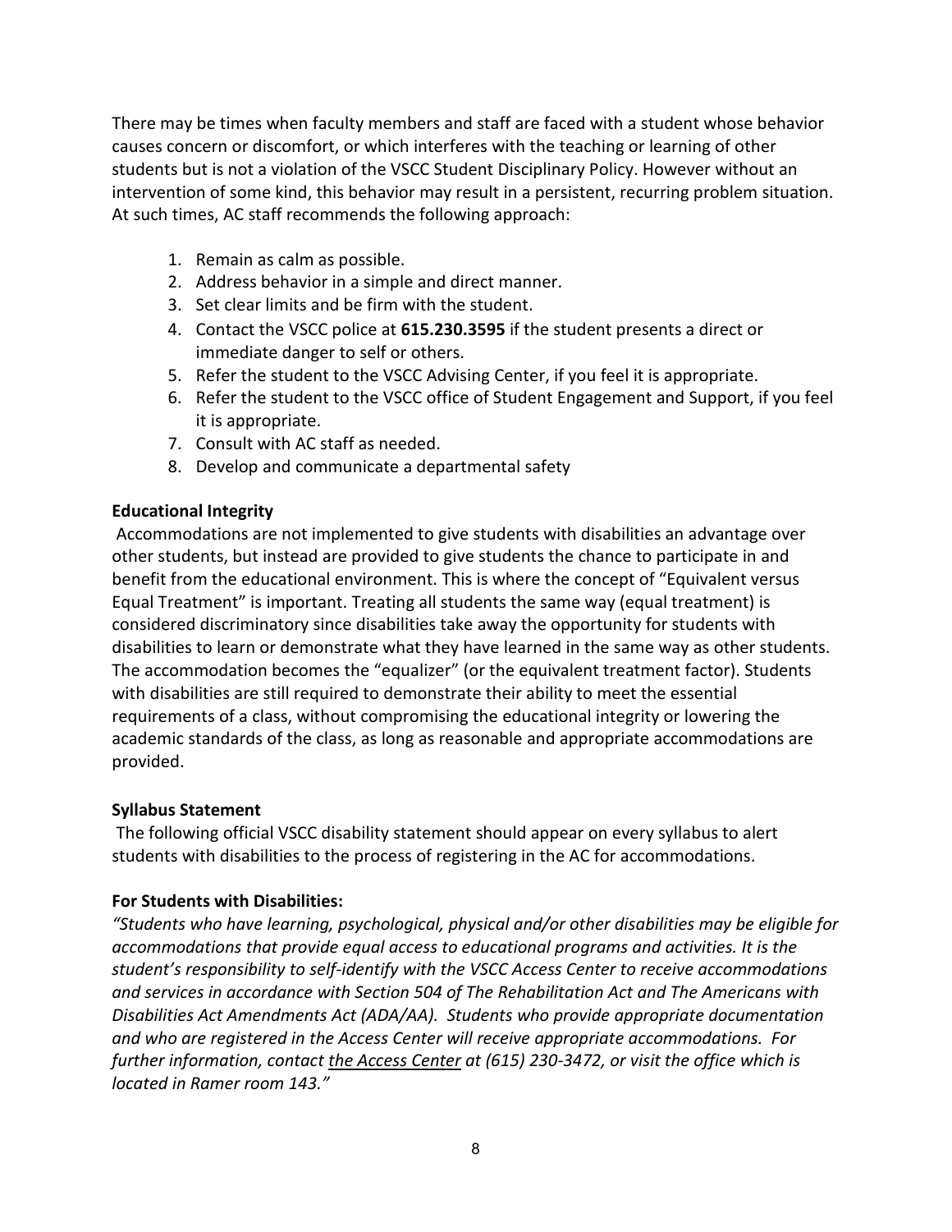There may be times when faculty members and staff are faced with a student whose behavior causes concern or discomfort, or which interferes with the teaching or learning of other students but is not a violation of the VSCC Student Disciplinary Policy. However without an intervention of some kind, this behavior may result in a persistent, recurring problem situation. At such times, AC staff recommends the following approach:

1. Remain as calm as possible.
2. Address behavior in a simple and direct manner.
3. Set clear limits and be firm with the student.
4. Contact the VSCC police at **615.230.3595** if the student presents a direct or immediate danger to self or others.
5. Refer the student to the VSCC Advising Center, if you feel it is appropriate.
6. Refer the student to the VSCC office of Student Engagement and Support, if you feel it is appropriate.
7. Consult with AC staff as needed.
8. Develop and communicate a departmental safety

**Educational Integrity**

Accommodations are not implemented to give students with disabilities an advantage over other students, but instead are provided to give students the chance to participate in and benefit from the educational environment. This is where the concept of "Equivalent versus Equal Treatment" is important. Treating all students the same way (equal treatment) is considered discriminatory since disabilities take away the opportunity for students with disabilities to learn or demonstrate what they have learned in the same way as other students. The accommodation becomes the "equalizer" (or the equivalent treatment factor). Students with disabilities are still required to demonstrate their ability to meet the essential requirements of a class, without compromising the educational integrity or lowering the academic standards of the class, as long as reasonable and appropriate accommodations are provided.

**Syllabus Statement**

The following official VSCC disability statement should appear on every syllabus to alert students with disabilities to the process of registering in the AC for accommodations.

**For Students with Disabilities:**

*"Students who have learning, psychological, physical and/or other disabilities may be eligible for accommodations that provide equal access to educational programs and activities. It is the student's responsibility to self-identify with the VSCC Access Center to receive accommodations and services in accordance with Section 504 of The Rehabilitation Act and The Americans with Disabilities Act Amendments Act (ADA/AA). Students who provide appropriate documentation and who are registered in the Access Center will receive appropriate accommodations. For further information, contact the Access Center at (615) 230-3472, or visit the office which is located in Ramer room 143."*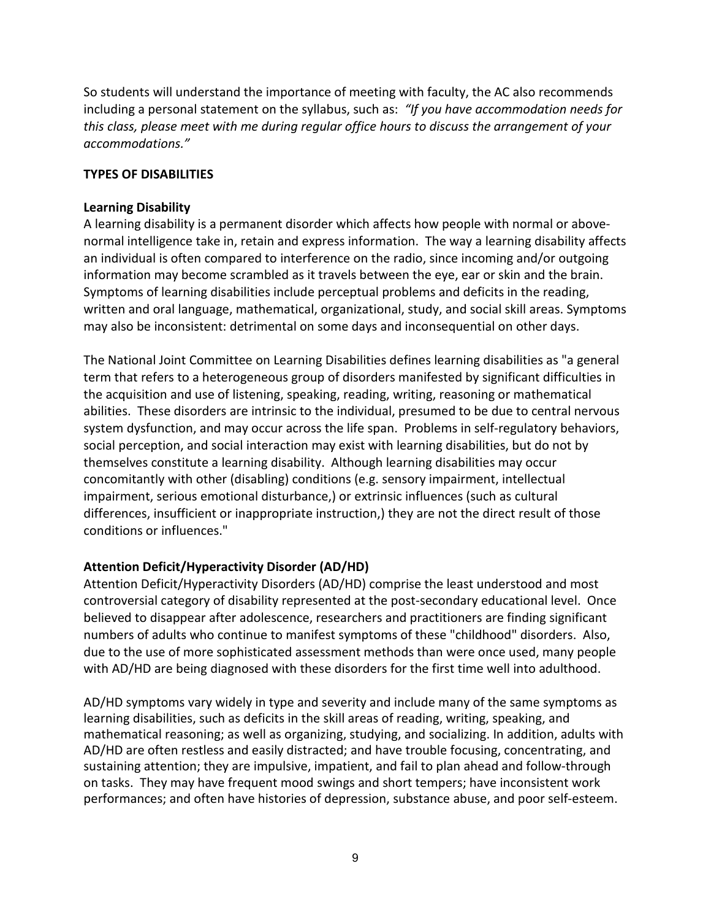So students will understand the importance of meeting with faculty, the AC also recommends including a personal statement on the syllabus, such as: *"If you have accommodation needs for this class, please meet with me during regular office hours to discuss the arrangement of your accommodations."*

## TYPES OF DISABILITIES

### Learning Disability

A learning disability is a permanent disorder which affects how people with normal or above-normal intelligence take in, retain and express information. The way a learning disability affects an individual is often compared to interference on the radio, since incoming and/or outgoing information may become scrambled as it travels between the eye, ear or skin and the brain. Symptoms of learning disabilities include perceptual problems and deficits in the reading, written and oral language, mathematical, organizational, study, and social skill areas. Symptoms may also be inconsistent: detrimental on some days and inconsequential on other days.

The National Joint Committee on Learning Disabilities defines learning disabilities as "a general term that refers to a heterogeneous group of disorders manifested by significant difficulties in the acquisition and use of listening, speaking, reading, writing, reasoning or mathematical abilities. These disorders are intrinsic to the individual, presumed to be due to central nervous system dysfunction, and may occur across the life span. Problems in self-regulatory behaviors, social perception, and social interaction may exist with learning disabilities, but do not by themselves constitute a learning disability. Although learning disabilities may occur concomitantly with other (disabling) conditions (e.g. sensory impairment, intellectual impairment, serious emotional disturbance,) or extrinsic influences (such as cultural differences, insufficient or inappropriate instruction,) they are not the direct result of those conditions or influences."

### Attention Deficit/Hyperactivity Disorder (AD/HD)

Attention Deficit/Hyperactivity Disorders (AD/HD) comprise the least understood and most controversial category of disability represented at the post-secondary educational level. Once believed to disappear after adolescence, researchers and practitioners are finding significant numbers of adults who continue to manifest symptoms of these "childhood" disorders. Also, due to the use of more sophisticated assessment methods than were once used, many people with AD/HD are being diagnosed with these disorders for the first time well into adulthood.

AD/HD symptoms vary widely in type and severity and include many of the same symptoms as learning disabilities, such as deficits in the skill areas of reading, writing, speaking, and mathematical reasoning; as well as organizing, studying, and socializing. In addition, adults with AD/HD are often restless and easily distracted; and have trouble focusing, concentrating, and sustaining attention; they are impulsive, impatient, and fail to plan ahead and follow-through on tasks. They may have frequent mood swings and short tempers; have inconsistent work performances; and often have histories of depression, substance abuse, and poor self-esteem.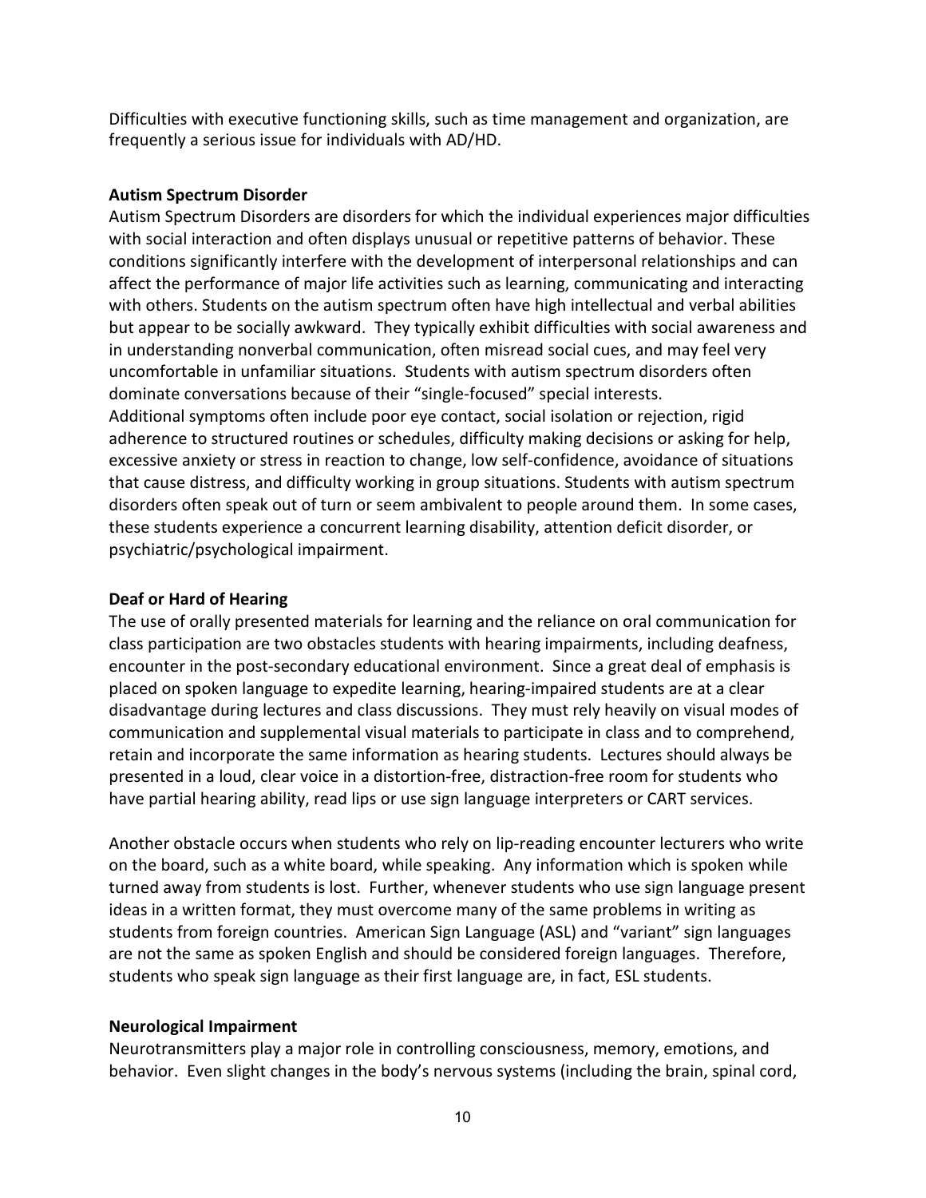Difficulties with executive functioning skills, such as time management and organization, are frequently a serious issue for individuals with AD/HD.

**Autism Spectrum Disorder**

Autism Spectrum Disorders are disorders for which the individual experiences major difficulties with social interaction and often displays unusual or repetitive patterns of behavior. These conditions significantly interfere with the development of interpersonal relationships and can affect the performance of major life activities such as learning, communicating and interacting with others. Students on the autism spectrum often have high intellectual and verbal abilities but appear to be socially awkward. They typically exhibit difficulties with social awareness and in understanding nonverbal communication, often misread social cues, and may feel very uncomfortable in unfamiliar situations. Students with autism spectrum disorders often dominate conversations because of their "single-focused" special interests.
Additional symptoms often include poor eye contact, social isolation or rejection, rigid adherence to structured routines or schedules, difficulty making decisions or asking for help, excessive anxiety or stress in reaction to change, low self-confidence, avoidance of situations that cause distress, and difficulty working in group situations. Students with autism spectrum disorders often speak out of turn or seem ambivalent to people around them. In some cases, these students experience a concurrent learning disability, attention deficit disorder, or psychiatric/psychological impairment.

**Deaf or Hard of Hearing**

The use of orally presented materials for learning and the reliance on oral communication for class participation are two obstacles students with hearing impairments, including deafness, encounter in the post-secondary educational environment. Since a great deal of emphasis is placed on spoken language to expedite learning, hearing-impaired students are at a clear disadvantage during lectures and class discussions. They must rely heavily on visual modes of communication and supplemental visual materials to participate in class and to comprehend, retain and incorporate the same information as hearing students. Lectures should always be presented in a loud, clear voice in a distortion-free, distraction-free room for students who have partial hearing ability, read lips or use sign language interpreters or CART services.

Another obstacle occurs when students who rely on lip-reading encounter lecturers who write on the board, such as a white board, while speaking. Any information which is spoken while turned away from students is lost. Further, whenever students who use sign language present ideas in a written format, they must overcome many of the same problems in writing as students from foreign countries. American Sign Language (ASL) and "variant" sign languages are not the same as spoken English and should be considered foreign languages. Therefore, students who speak sign language as their first language are, in fact, ESL students.

**Neurological Impairment**

Neurotransmitters play a major role in controlling consciousness, memory, emotions, and behavior. Even slight changes in the body's nervous systems (including the brain, spinal cord,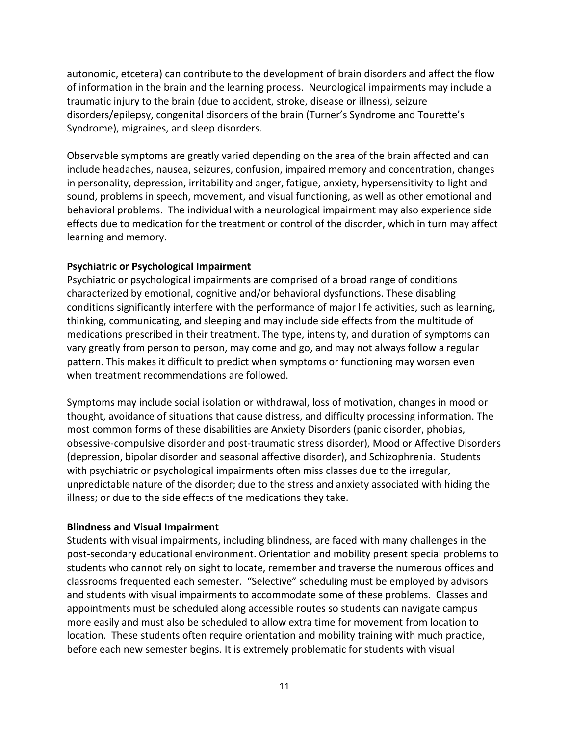autonomic, etcetera) can contribute to the development of brain disorders and affect the flow of information in the brain and the learning process. Neurological impairments may include a traumatic injury to the brain (due to accident, stroke, disease or illness), seizure disorders/epilepsy, congenital disorders of the brain (Turner's Syndrome and Tourette's Syndrome), migraines, and sleep disorders.

Observable symptoms are greatly varied depending on the area of the brain affected and can include headaches, nausea, seizures, confusion, impaired memory and concentration, changes in personality, depression, irritability and anger, fatigue, anxiety, hypersensitivity to light and sound, problems in speech, movement, and visual functioning, as well as other emotional and behavioral problems. The individual with a neurological impairment may also experience side effects due to medication for the treatment or control of the disorder, which in turn may affect learning and memory.

**Psychiatric or Psychological Impairment**

Psychiatric or psychological impairments are comprised of a broad range of conditions characterized by emotional, cognitive and/or behavioral dysfunctions. These disabling conditions significantly interfere with the performance of major life activities, such as learning, thinking, communicating, and sleeping and may include side effects from the multitude of medications prescribed in their treatment. The type, intensity, and duration of symptoms can vary greatly from person to person, may come and go, and may not always follow a regular pattern. This makes it difficult to predict when symptoms or functioning may worsen even when treatment recommendations are followed.

Symptoms may include social isolation or withdrawal, loss of motivation, changes in mood or thought, avoidance of situations that cause distress, and difficulty processing information. The most common forms of these disabilities are Anxiety Disorders (panic disorder, phobias, obsessive-compulsive disorder and post-traumatic stress disorder), Mood or Affective Disorders (depression, bipolar disorder and seasonal affective disorder), and Schizophrenia. Students with psychiatric or psychological impairments often miss classes due to the irregular, unpredictable nature of the disorder; due to the stress and anxiety associated with hiding the illness; or due to the side effects of the medications they take.

**Blindness and Visual Impairment**

Students with visual impairments, including blindness, are faced with many challenges in the post-secondary educational environment. Orientation and mobility present special problems to students who cannot rely on sight to locate, remember and traverse the numerous offices and classrooms frequented each semester. "Selective" scheduling must be employed by advisors and students with visual impairments to accommodate some of these problems. Classes and appointments must be scheduled along accessible routes so students can navigate campus more easily and must also be scheduled to allow extra time for movement from location to location. These students often require orientation and mobility training with much practice, before each new semester begins. It is extremely problematic for students with visual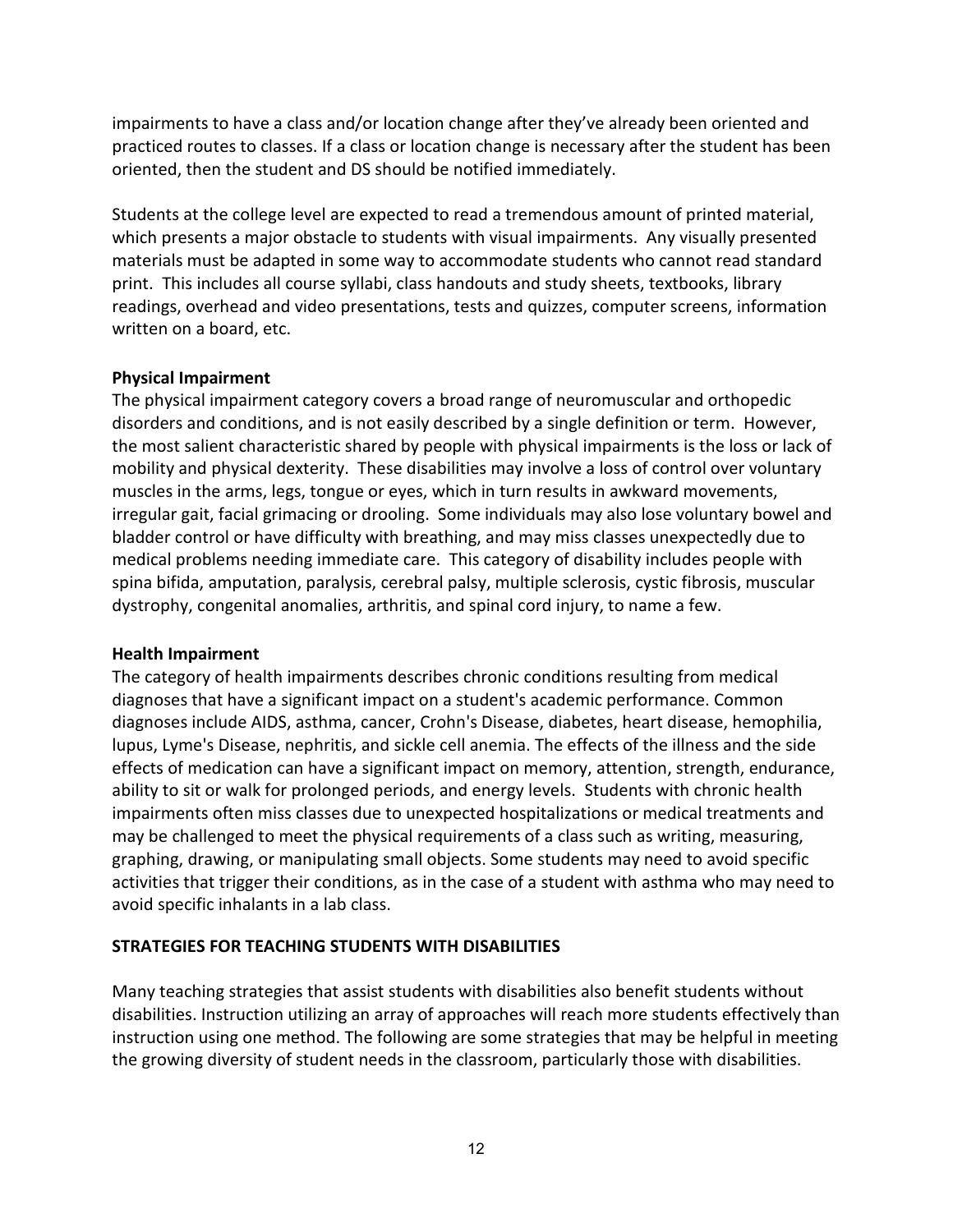impairments to have a class and/or location change after they've already been oriented and practiced routes to classes. If a class or location change is necessary after the student has been oriented, then the student and DS should be notified immediately.

Students at the college level are expected to read a tremendous amount of printed material, which presents a major obstacle to students with visual impairments. Any visually presented materials must be adapted in some way to accommodate students who cannot read standard print. This includes all course syllabi, class handouts and study sheets, textbooks, library readings, overhead and video presentations, tests and quizzes, computer screens, information written on a board, etc.

**Physical Impairment**
The physical impairment category covers a broad range of neuromuscular and orthopedic disorders and conditions, and is not easily described by a single definition or term. However, the most salient characteristic shared by people with physical impairments is the loss or lack of mobility and physical dexterity. These disabilities may involve a loss of control over voluntary muscles in the arms, legs, tongue or eyes, which in turn results in awkward movements, irregular gait, facial grimacing or drooling. Some individuals may also lose voluntary bowel and bladder control or have difficulty with breathing, and may miss classes unexpectedly due to medical problems needing immediate care. This category of disability includes people with spina bifida, amputation, paralysis, cerebral palsy, multiple sclerosis, cystic fibrosis, muscular dystrophy, congenital anomalies, arthritis, and spinal cord injury, to name a few.

**Health Impairment**
The category of health impairments describes chronic conditions resulting from medical diagnoses that have a significant impact on a student's academic performance. Common diagnoses include AIDS, asthma, cancer, Crohn's Disease, diabetes, heart disease, hemophilia, lupus, Lyme's Disease, nephritis, and sickle cell anemia. The effects of the illness and the side effects of medication can have a significant impact on memory, attention, strength, endurance, ability to sit or walk for prolonged periods, and energy levels. Students with chronic health impairments often miss classes due to unexpected hospitalizations or medical treatments and may be challenged to meet the physical requirements of a class such as writing, measuring, graphing, drawing, or manipulating small objects. Some students may need to avoid specific activities that trigger their conditions, as in the case of a student with asthma who may need to avoid specific inhalants in a lab class.

## STRATEGIES FOR TEACHING STUDENTS WITH DISABILITIES

Many teaching strategies that assist students with disabilities also benefit students without disabilities. Instruction utilizing an array of approaches will reach more students effectively than instruction using one method. The following are some strategies that may be helpful in meeting the growing diversity of student needs in the classroom, particularly those with disabilities.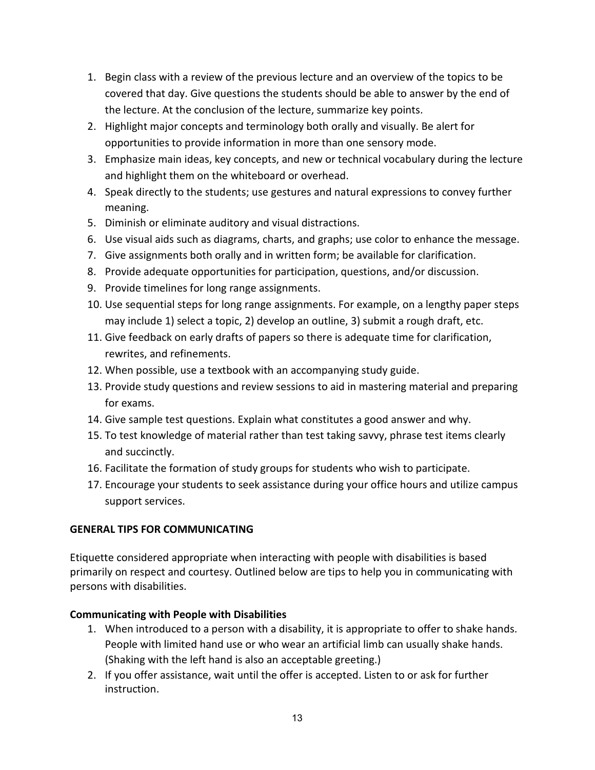1. Begin class with a review of the previous lecture and an overview of the topics to be covered that day. Give questions the students should be able to answer by the end of the lecture. At the conclusion of the lecture, summarize key points.
2. Highlight major concepts and terminology both orally and visually. Be alert for opportunities to provide information in more than one sensory mode.
3. Emphasize main ideas, key concepts, and new or technical vocabulary during the lecture and highlight them on the whiteboard or overhead.
4. Speak directly to the students; use gestures and natural expressions to convey further meaning.
5. Diminish or eliminate auditory and visual distractions.
6. Use visual aids such as diagrams, charts, and graphs; use color to enhance the message.
7. Give assignments both orally and in written form; be available for clarification.
8. Provide adequate opportunities for participation, questions, and/or discussion.
9. Provide timelines for long range assignments.
10. Use sequential steps for long range assignments. For example, on a lengthy paper steps may include 1) select a topic, 2) develop an outline, 3) submit a rough draft, etc.
11. Give feedback on early drafts of papers so there is adequate time for clarification, rewrites, and refinements.
12. When possible, use a textbook with an accompanying study guide.
13. Provide study questions and review sessions to aid in mastering material and preparing for exams.
14. Give sample test questions. Explain what constitutes a good answer and why.
15. To test knowledge of material rather than test taking savvy, phrase test items clearly and succinctly.
16. Facilitate the formation of study groups for students who wish to participate.
17. Encourage your students to seek assistance during your office hours and utilize campus support services.

## GENERAL TIPS FOR COMMUNICATING

Etiquette considered appropriate when interacting with people with disabilities is based primarily on respect and courtesy. Outlined below are tips to help you in communicating with persons with disabilities.

### Communicating with People with Disabilities

1. When introduced to a person with a disability, it is appropriate to offer to shake hands. People with limited hand use or who wear an artificial limb can usually shake hands. (Shaking with the left hand is also an acceptable greeting.)
2. If you offer assistance, wait until the offer is accepted. Listen to or ask for further instruction.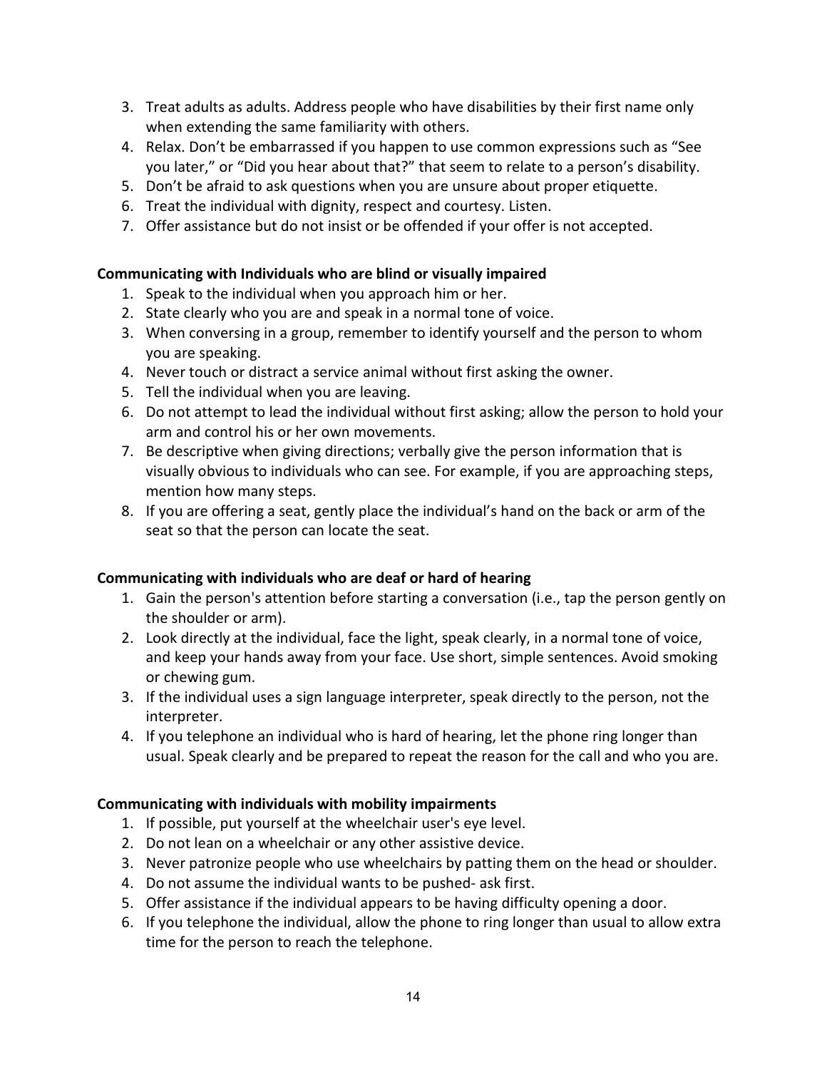3. Treat adults as adults. Address people who have disabilities by their first name only when extending the same familiarity with others.
4. Relax. Don't be embarrassed if you happen to use common expressions such as "See you later," or "Did you hear about that?" that seem to relate to a person's disability.
5. Don't be afraid to ask questions when you are unsure about proper etiquette.
6. Treat the individual with dignity, respect and courtesy. Listen.
7. Offer assistance but do not insist or be offended if your offer is not accepted.

**Communicating with Individuals who are blind or visually impaired**

1. Speak to the individual when you approach him or her.
2. State clearly who you are and speak in a normal tone of voice.
3. When conversing in a group, remember to identify yourself and the person to whom you are speaking.
4. Never touch or distract a service animal without first asking the owner.
5. Tell the individual when you are leaving.
6. Do not attempt to lead the individual without first asking; allow the person to hold your arm and control his or her own movements.
7. Be descriptive when giving directions; verbally give the person information that is visually obvious to individuals who can see. For example, if you are approaching steps, mention how many steps.
8. If you are offering a seat, gently place the individual's hand on the back or arm of the seat so that the person can locate the seat.

**Communicating with individuals who are deaf or hard of hearing**

1. Gain the person's attention before starting a conversation (i.e., tap the person gently on the shoulder or arm).
2. Look directly at the individual, face the light, speak clearly, in a normal tone of voice, and keep your hands away from your face. Use short, simple sentences. Avoid smoking or chewing gum.
3. If the individual uses a sign language interpreter, speak directly to the person, not the interpreter.
4. If you telephone an individual who is hard of hearing, let the phone ring longer than usual. Speak clearly and be prepared to repeat the reason for the call and who you are.

**Communicating with individuals with mobility impairments**

1. If possible, put yourself at the wheelchair user's eye level.
2. Do not lean on a wheelchair or any other assistive device.
3. Never patronize people who use wheelchairs by patting them on the head or shoulder.
4. Do not assume the individual wants to be pushed- ask first.
5. Offer assistance if the individual appears to be having difficulty opening a door.
6. If you telephone the individual, allow the phone to ring longer than usual to allow extra time for the person to reach the telephone.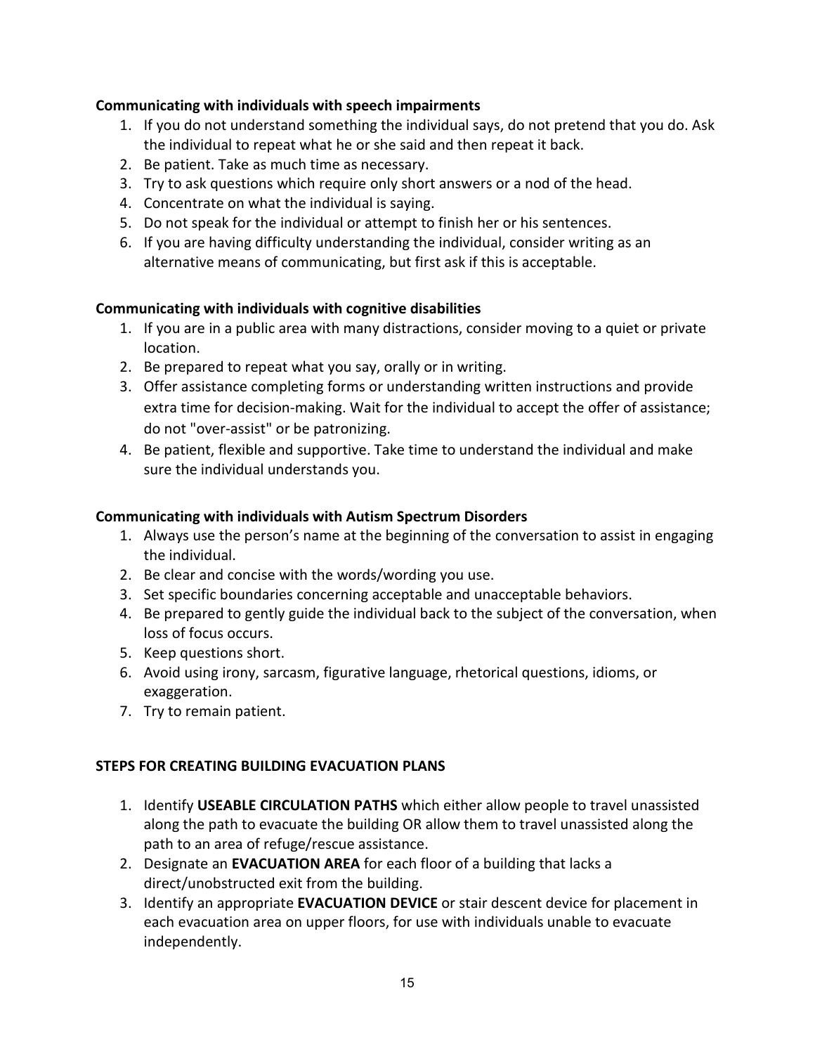**Communicating with individuals with speech impairments**

1. If you do not understand something the individual says, do not pretend that you do. Ask the individual to repeat what he or she said and then repeat it back.
2. Be patient. Take as much time as necessary.
3. Try to ask questions which require only short answers or a nod of the head.
4. Concentrate on what the individual is saying.
5. Do not speak for the individual or attempt to finish her or his sentences.
6. If you are having difficulty understanding the individual, consider writing as an alternative means of communicating, but first ask if this is acceptable.

**Communicating with individuals with cognitive disabilities**

1. If you are in a public area with many distractions, consider moving to a quiet or private location.
2. Be prepared to repeat what you say, orally or in writing.
3. Offer assistance completing forms or understanding written instructions and provide extra time for decision-making. Wait for the individual to accept the offer of assistance; do not "over-assist" or be patronizing.
4. Be patient, flexible and supportive. Take time to understand the individual and make sure the individual understands you.

**Communicating with individuals with Autism Spectrum Disorders**

1. Always use the person's name at the beginning of the conversation to assist in engaging the individual.
2. Be clear and concise with the words/wording you use.
3. Set specific boundaries concerning acceptable and unacceptable behaviors.
4. Be prepared to gently guide the individual back to the subject of the conversation, when loss of focus occurs.
5. Keep questions short.
6. Avoid using irony, sarcasm, figurative language, rhetorical questions, idioms, or exaggeration.
7. Try to remain patient.

**STEPS FOR CREATING BUILDING EVACUATION PLANS**

1. Identify **USEABLE CIRCULATION PATHS** which either allow people to travel unassisted along the path to evacuate the building OR allow them to travel unassisted along the path to an area of refuge/rescue assistance.
2. Designate an **EVACUATION AREA** for each floor of a building that lacks a direct/unobstructed exit from the building.
3. Identify an appropriate **EVACUATION DEVICE** or stair descent device for placement in each evacuation area on upper floors, for use with individuals unable to evacuate independently.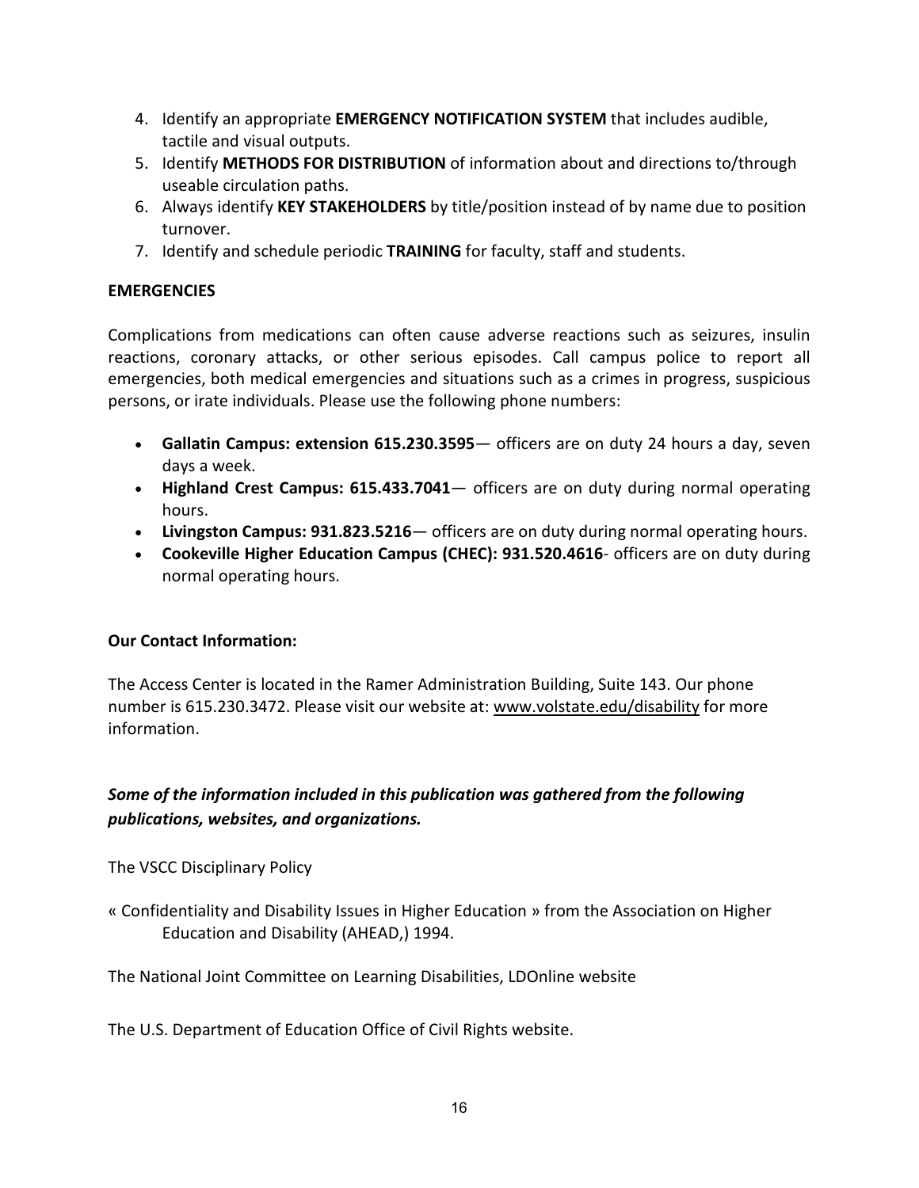4. Identify an appropriate **EMERGENCY NOTIFICATION SYSTEM** that includes audible, tactile and visual outputs.
5. Identify **METHODS FOR DISTRIBUTION** of information about and directions to/through useable circulation paths.
6. Always identify **KEY STAKEHOLDERS** by title/position instead of by name due to position turnover.
7. Identify and schedule periodic **TRAINING** for faculty, staff and students.

**EMERGENCIES**

Complications from medications can often cause adverse reactions such as seizures, insulin reactions, coronary attacks, or other serious episodes. Call campus police to report all emergencies, both medical emergencies and situations such as a crimes in progress, suspicious persons, or irate individuals. Please use the following phone numbers:

- **Gallatin Campus: extension 615.230.3595**— officers are on duty 24 hours a day, seven days a week.
- **Highland Crest Campus: 615.433.7041**— officers are on duty during normal operating hours.
- **Livingston Campus: 931.823.5216**— officers are on duty during normal operating hours.
- **Cookeville Higher Education Campus (CHEC): 931.520.4616**- officers are on duty during normal operating hours.

**Our Contact Information:**

The Access Center is located in the Ramer Administration Building, Suite 143. Our phone number is 615.230.3472. Please visit our website at: www.volstate.edu/disability for more information.

***Some of the information included in this publication was gathered from the following publications, websites, and organizations.***

The VSCC Disciplinary Policy

« Confidentiality and Disability Issues in Higher Education » from the Association on Higher Education and Disability (AHEAD,) 1994.

The National Joint Committee on Learning Disabilities, LDOnline website

The U.S. Department of Education Office of Civil Rights website.